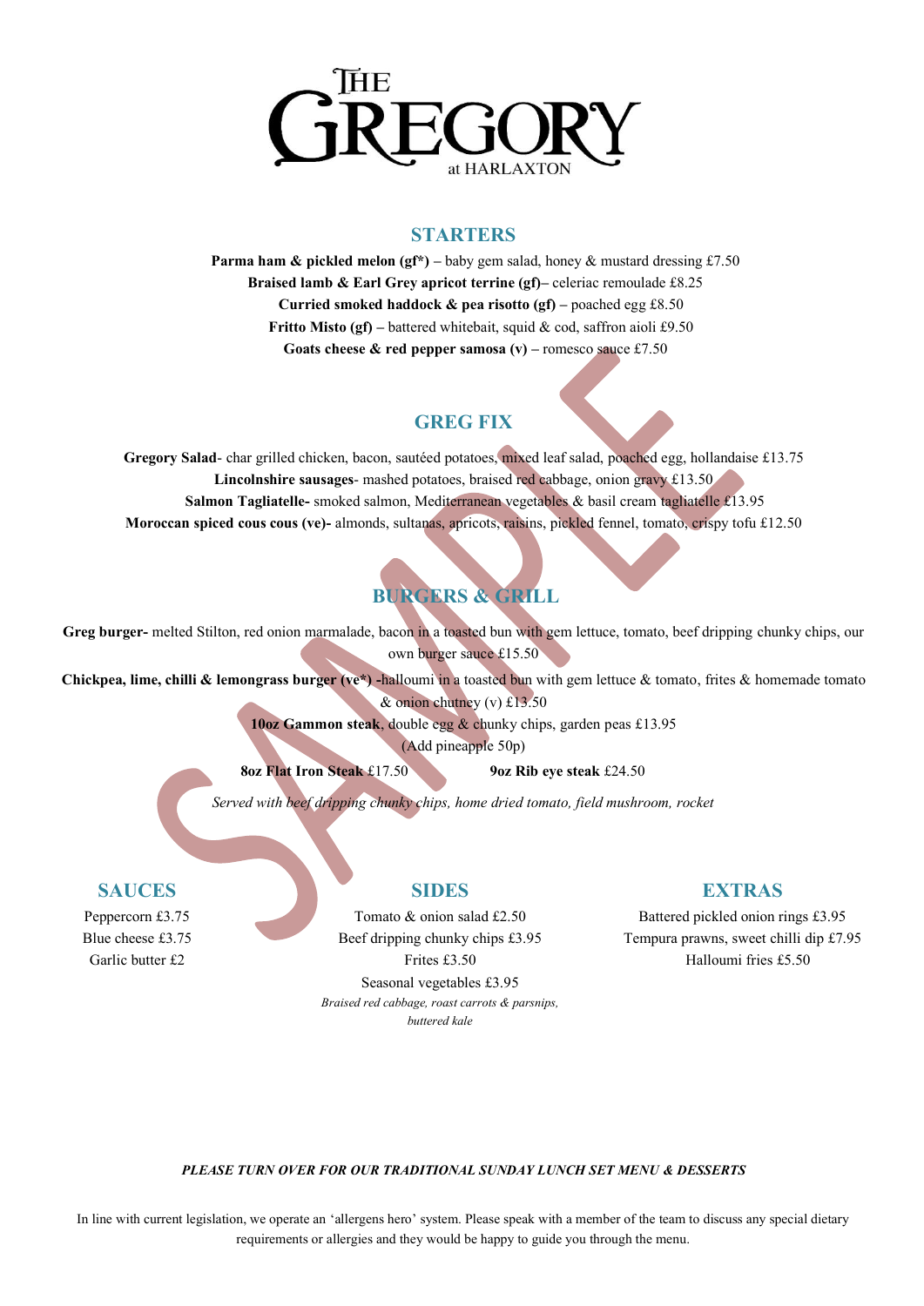# THE GREGORY

at HARLAXTON

## STARTERS

**Parma ham & pickled melon (gf\*) –** baby gem salad, honey & mustard dressing £7.50

**Braised lamb & Earl Grey apricot terrine (gf)–** celeriac remoulade £8.25

**Curried smoked haddock & pea risotto (gf) –** poached egg £8.50

**Fritto Misto (gf) –** battered whitebait, squid & cod, saffron aioli £9.50

**Goats cheese & red pepper samosa (v) –** romesco sauce £7.50

## GREG FIX

**Gregory Salad**- char grilled chicken, bacon, sautéed potatoes, mixed leaf salad, poached egg, hollandaise £13.75

**Lincolnshire sausages**- mashed potatoes, braised red cabbage, onion gravy £13.50

**Salmon Tagliatelle-** smoked salmon, Mediterranean vegetables & basil cream tagliatelle £13.95

**Moroccan spiced cous cous (ve)-** almonds, sultanas, apricots, raisins, pickled fennel, tomato, crispy tofu £12.50

## BURGERS & GRILL

**Greg burger-** melted Stilton, red onion marmalade, bacon in a toasted bun with gem lettuce, tomato, beef dripping chunky chips, our own burger sauce £15.50

**Chickpea, lime, chilli & lemongrass burger (ve\*) -**halloumi in a toasted bun with gem lettuce & tomato, frites & homemade tomato & onion chutney (v) £13.50

**10oz Gammon steak**, double egg & chunky chips, garden peas £13.95

(Add pineapple 50p)

**8oz Flat Iron Steak** £17.50 **9oz Rib eye steak** £24.50

*Served with beef dripping chunky chips, home dried tomato, field mushroom, rocket*

## SAUCES

Peppercorn £3.75

Blue cheese £3.75

Garlic butter £2

## SIDES

Tomato & onion salad £2.50

Beef dripping chunky chips £3.95

Frites £3.50

Seasonal vegetables £3.95

*Braised red cabbage, roast carrots & parsnips, buttered kale*

## EXTRAS

Battered pickled onion rings £3.95

Tempura prawns, sweet chilli dip £7.95

Halloumi fries £5.50

***PLEASE TURN OVER FOR OUR TRADITIONAL SUNDAY LUNCH SET MENU & DESSERTS***

In line with current legislation, we operate an 'allergens hero' system. Please speak with a member of the team to discuss any special dietary requirements or allergies and they would be happy to guide you through the menu.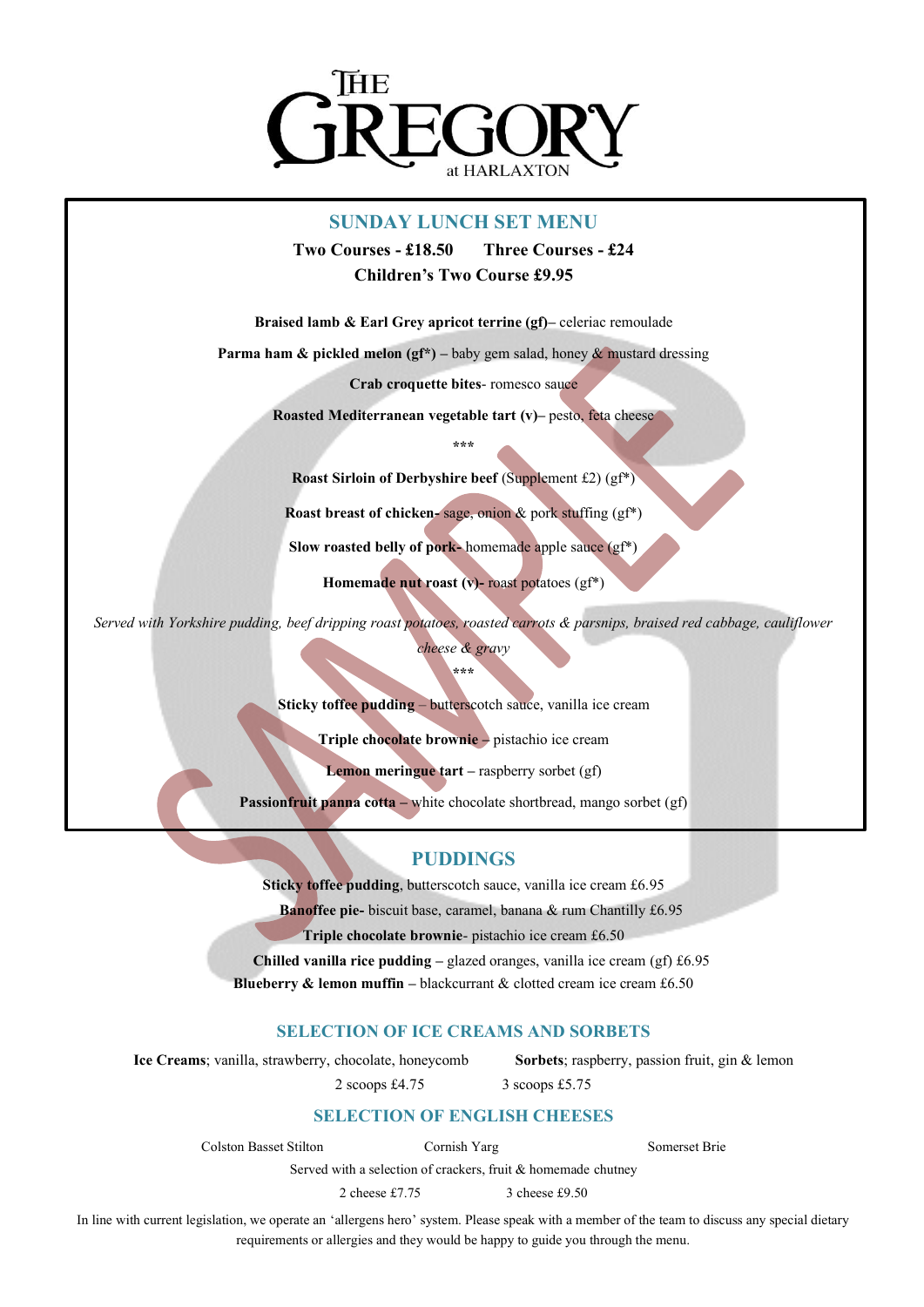# THE GREGORY at HARLAXTON

## SUNDAY LUNCH SET MENU

**Two Courses - £18.50      Three Courses - £24**

**Children's Two Course £9.95**

**Braised lamb & Earl Grey apricot terrine (gf)**– celeriac remoulade

**Parma ham & pickled melon (gf*)** – baby gem salad, honey & mustard dressing

**Crab croquette bites**- romesco sauce

**Roasted Mediterranean vegetable tart (v)**– pesto, feta cheese

***

**Roast Sirloin of Derbyshire beef** (Supplement £2) (gf*)

**Roast breast of chicken-** sage, onion & pork stuffing (gf*)

**Slow roasted belly of pork-** homemade apple sauce (gf*)

**Homemade nut roast (v)-** roast potatoes (gf*)

*Served with Yorkshire pudding, beef dripping roast potatoes, roasted carrots & parsnips, braised red cabbage, cauliflower cheese & gravy*

***

**Sticky toffee pudding** – butterscotch sauce, vanilla ice cream

**Triple chocolate brownie** – pistachio ice cream

**Lemon meringue tart** – raspberry sorbet (gf)

**Passionfruit panna cotta** – white chocolate shortbread, mango sorbet (gf)

## PUDDINGS

**Sticky toffee pudding**, butterscotch sauce, vanilla ice cream £6.95

**Banoffee pie-** biscuit base, caramel, banana & rum Chantilly £6.95

**Triple chocolate brownie**- pistachio ice cream £6.50

**Chilled vanilla rice pudding** – glazed oranges, vanilla ice cream (gf) £6.95

**Blueberry & lemon muffin** – blackcurrant & clotted cream ice cream £6.50

## SELECTION OF ICE CREAMS AND SORBETS

**Ice Creams**; vanilla, strawberry, chocolate, honeycomb      **Sorbets**; raspberry, passion fruit, gin & lemon

2 scoops £4.75      3 scoops £5.75

## SELECTION OF ENGLISH CHEESES

Colston Basset Stilton      Cornish Yarg      Somerset Brie

Served with a selection of crackers, fruit & homemade chutney

2 cheese £7.75      3 cheese £9.50

In line with current legislation, we operate an 'allergens hero' system. Please speak with a member of the team to discuss any special dietary requirements or allergies and they would be happy to guide you through the menu.